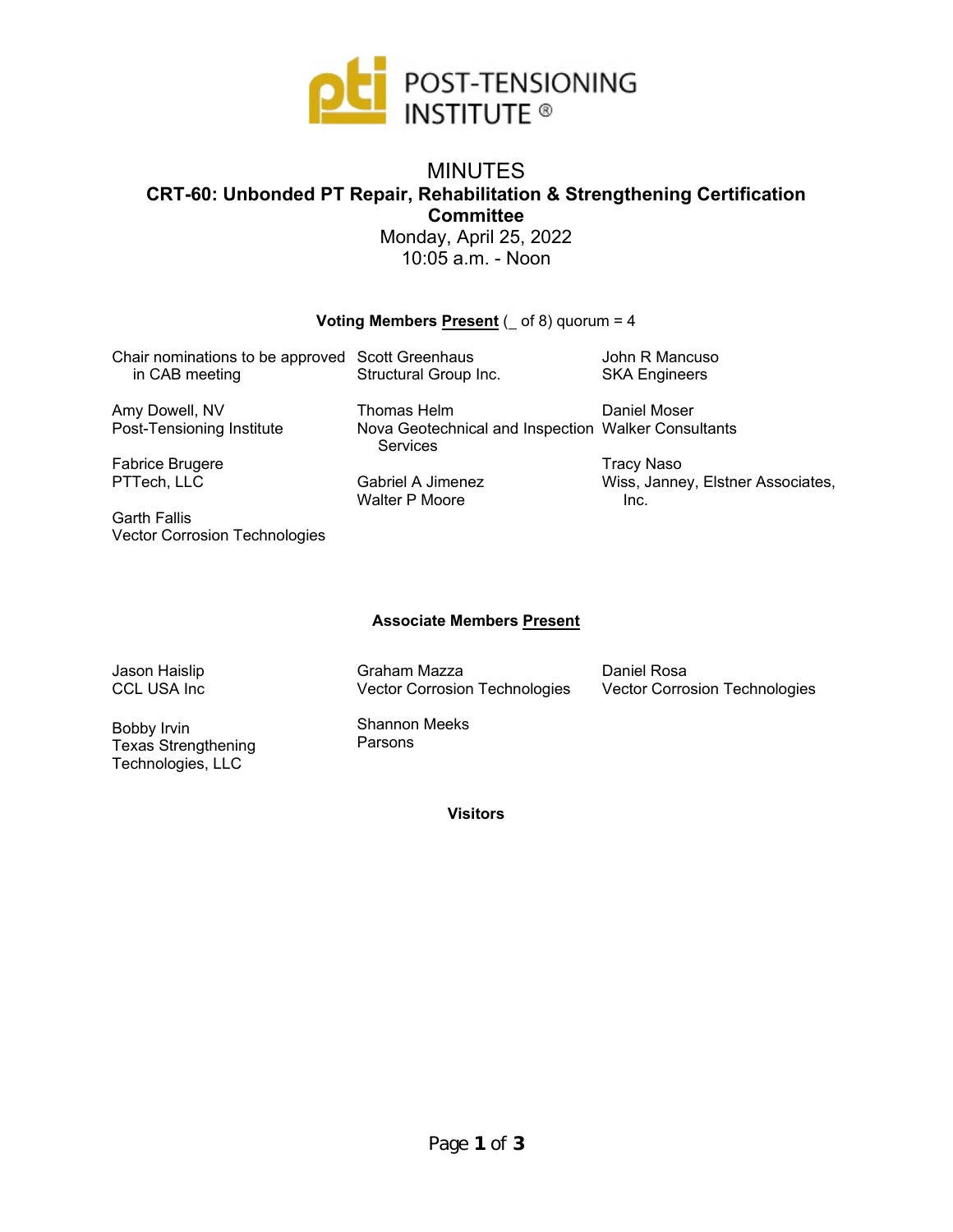POST-TENSIONING INSTITUTE®

# MINUTES

## CRT-60: Unbonded PT Repair, Rehabilitation & Strengthening Certification Committee

Monday, April 25, 2022

10:05 a.m. - Noon

### Voting Members Present (_ of 8) quorum = 4

Chair nominations to be approved in CAB meeting

Amy Dowell, NV
Post-Tensioning Institute

Fabrice Brugere
PTTech, LLC

Garth Fallis
Vector Corrosion Technologies

Scott Greenhaus
Structural Group Inc.

Thomas Helm
Nova Geotechnical and Inspection Services

Gabriel A Jimenez
Walter P Moore

John R Mancuso
SKA Engineers

Daniel Moser
Walker Consultants

Tracy Naso
Wiss, Janney, Elstner Associates, Inc.

### Associate Members Present

Jason Haislip
CCL USA Inc

Bobby Irvin
Texas Strengthening Technologies, LLC

Graham Mazza
Vector Corrosion Technologies

Shannon Meeks
Parsons

Daniel Rosa
Vector Corrosion Technologies

### Visitors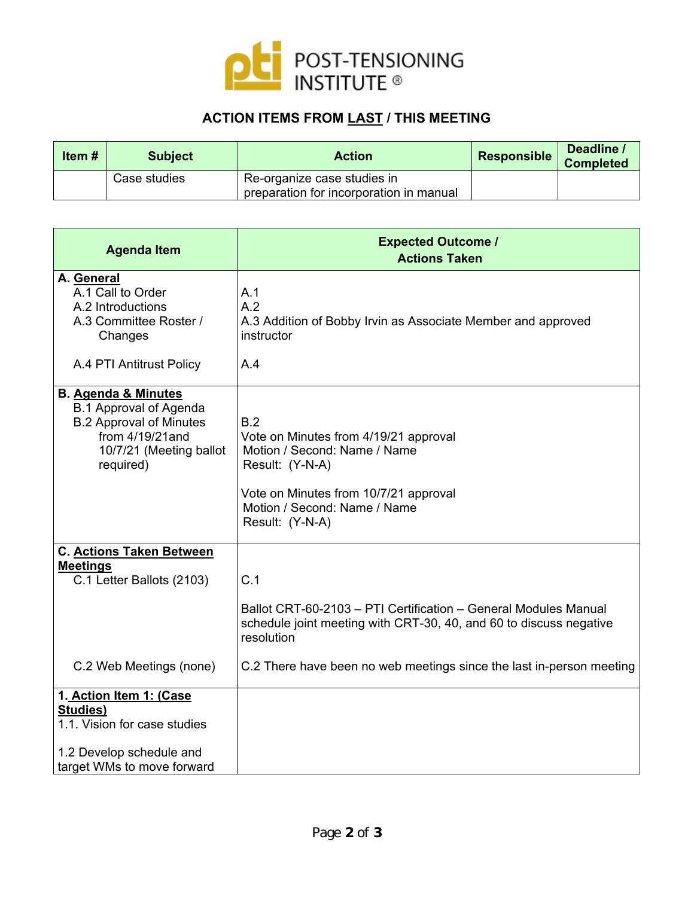POST-TENSIONING INSTITUTE ®

## ACTION ITEMS FROM LAST / THIS MEETING

| Item # | Subject | Action | Responsible | Deadline / Completed |
|---|---|---|---|---|
| | Case studies | Re-organize case studies in preparation for incorporation in manual | | |

| Agenda Item | Expected Outcome / Actions Taken |
|---|---|
| **A. General**<br>A.1 Call to Order<br>A.2 Introductions<br>A.3 Committee Roster / Changes<br><br>A.4 PTI Antitrust Policy | A.1<br>A.2<br>A.3 Addition of Bobby Irvin as Associate Member and approved instructor<br><br>A.4 |
| **B. Agenda & Minutes**<br>B.1 Approval of Agenda<br>B.2 Approval of Minutes from 4/19/21and 10/7/21 (Meeting ballot required) | B.2<br>Vote on Minutes from 4/19/21 approval<br>Motion / Second: Name / Name<br>Result: (Y-N-A)<br><br>Vote on Minutes from 10/7/21 approval<br>Motion / Second: Name / Name<br>Result: (Y-N-A) |
| **C. Actions Taken Between Meetings**<br>C.1 Letter Ballots (2103)<br><br><br><br>C.2 Web Meetings (none) | C.1<br><br>Ballot CRT-60-2103 – PTI Certification – General Modules Manual schedule joint meeting with CRT-30, 40, and 60 to discuss negative resolution<br><br>C.2 There have been no web meetings since the last in-person meeting |
| **1. Action Item 1: (Case Studies)**<br>1.1. Vision for case studies<br><br>1.2 Develop schedule and target WMs to move forward | |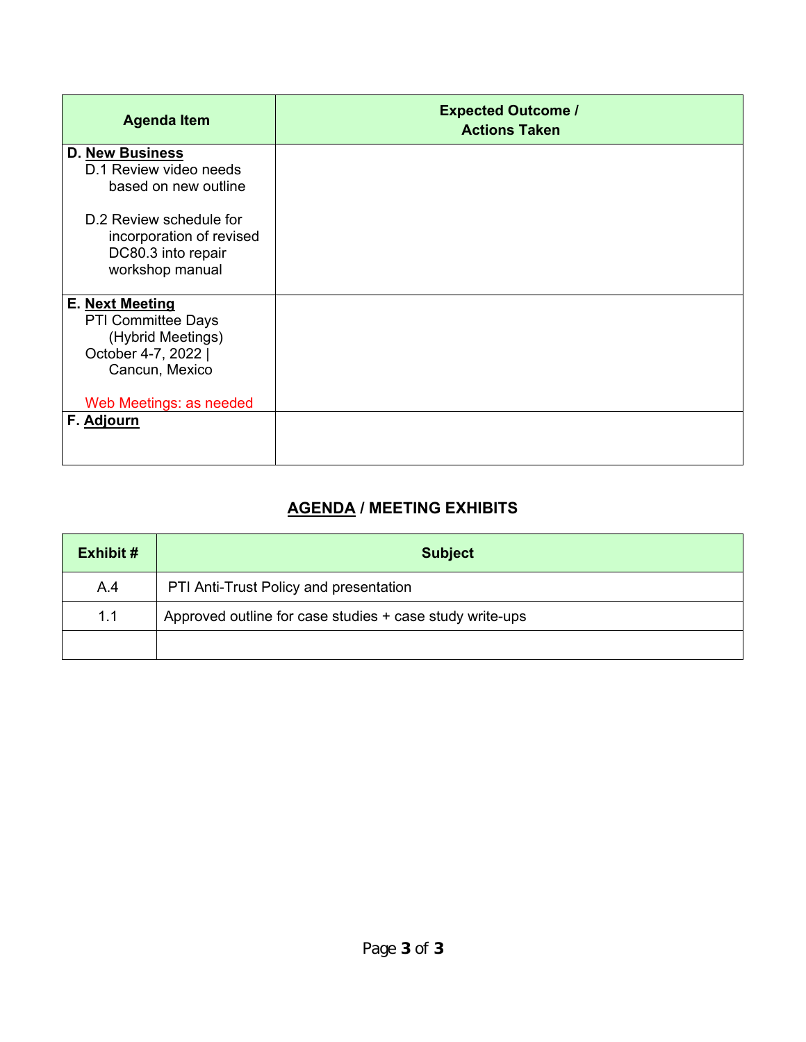| Agenda Item | Expected Outcome / Actions Taken |
|---|---|
| **D. New Business**<br>D.1 Review video needs based on new outline<br><br>D.2 Review schedule for incorporation of revised DC80.3 into repair workshop manual | |
| **E. Next Meeting**<br>PTI Committee Days (Hybrid Meetings)<br>October 4-7, 2022 \| Cancun, Mexico<br><br>Web Meetings: as needed | |
| **F. Adjourn** | |

## AGENDA / MEETING EXHIBITS

| Exhibit # | Subject |
|---|---|
| A.4 | PTI Anti-Trust Policy and presentation |
| 1.1 | Approved outline for case studies + case study write-ups |
| | |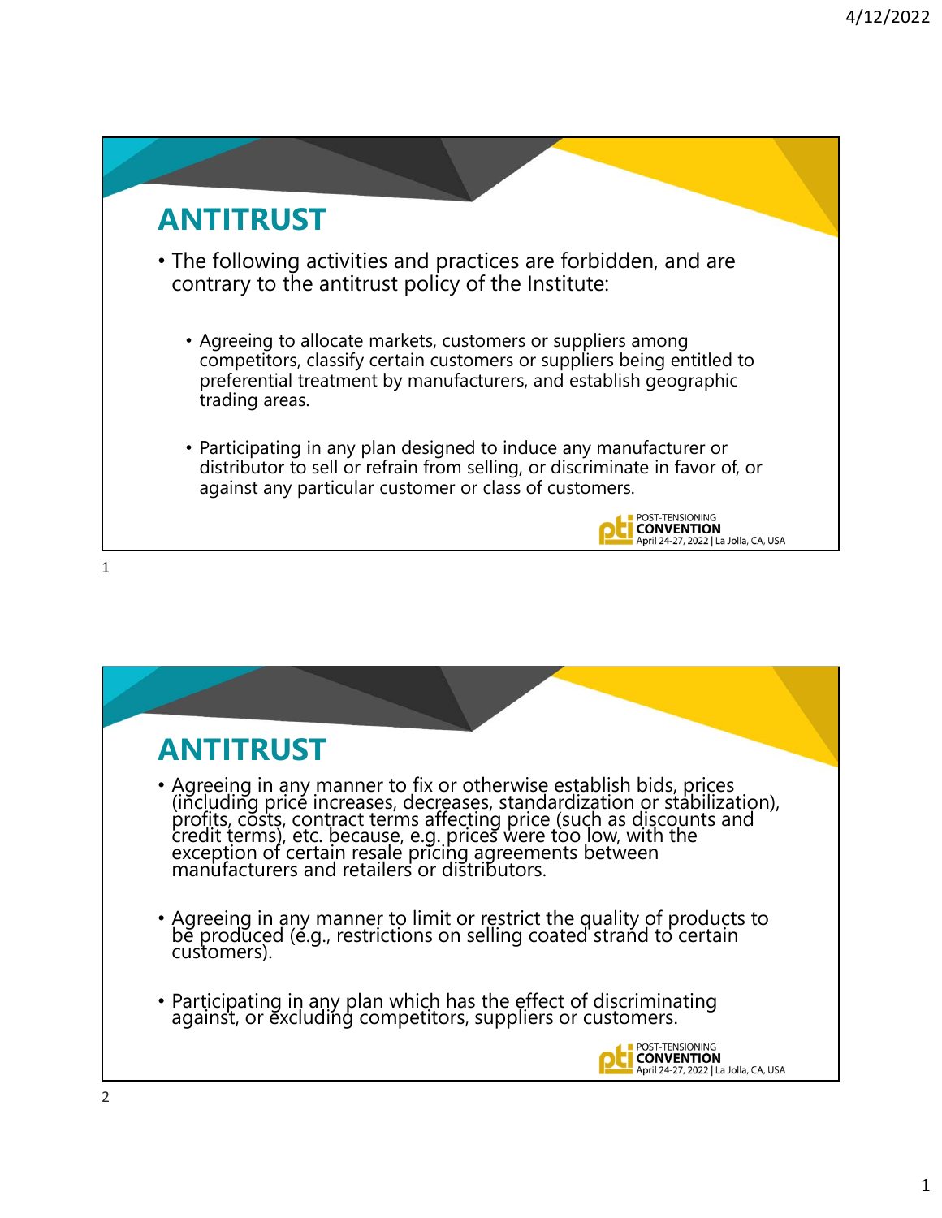## ANTITRUST

- The following activities and practices are forbidden, and are contrary to the antitrust policy of the Institute:
  - Agreeing to allocate markets, customers or suppliers among competitors, classify certain customers or suppliers being entitled to preferential treatment by manufacturers, and establish geographic trading areas.
  - Participating in any plan designed to induce any manufacturer or distributor to sell or refrain from selling, or discriminate in favor of, or against any particular customer or class of customers.

## ANTITRUST

- Agreeing in any manner to fix or otherwise establish bids, prices (including price increases, decreases, standardization or stabilization), profits, costs, contract terms affecting price (such as discounts and credit terms), etc. because, e.g. prices were too low, with the exception of certain resale pricing agreements between manufacturers and retailers or distributors.
- Agreeing in any manner to limit or restrict the quality of products to be produced (e.g., restrictions on selling coated strand to certain customers).
- Participating in any plan which has the effect of discriminating against, or excluding competitors, suppliers or customers.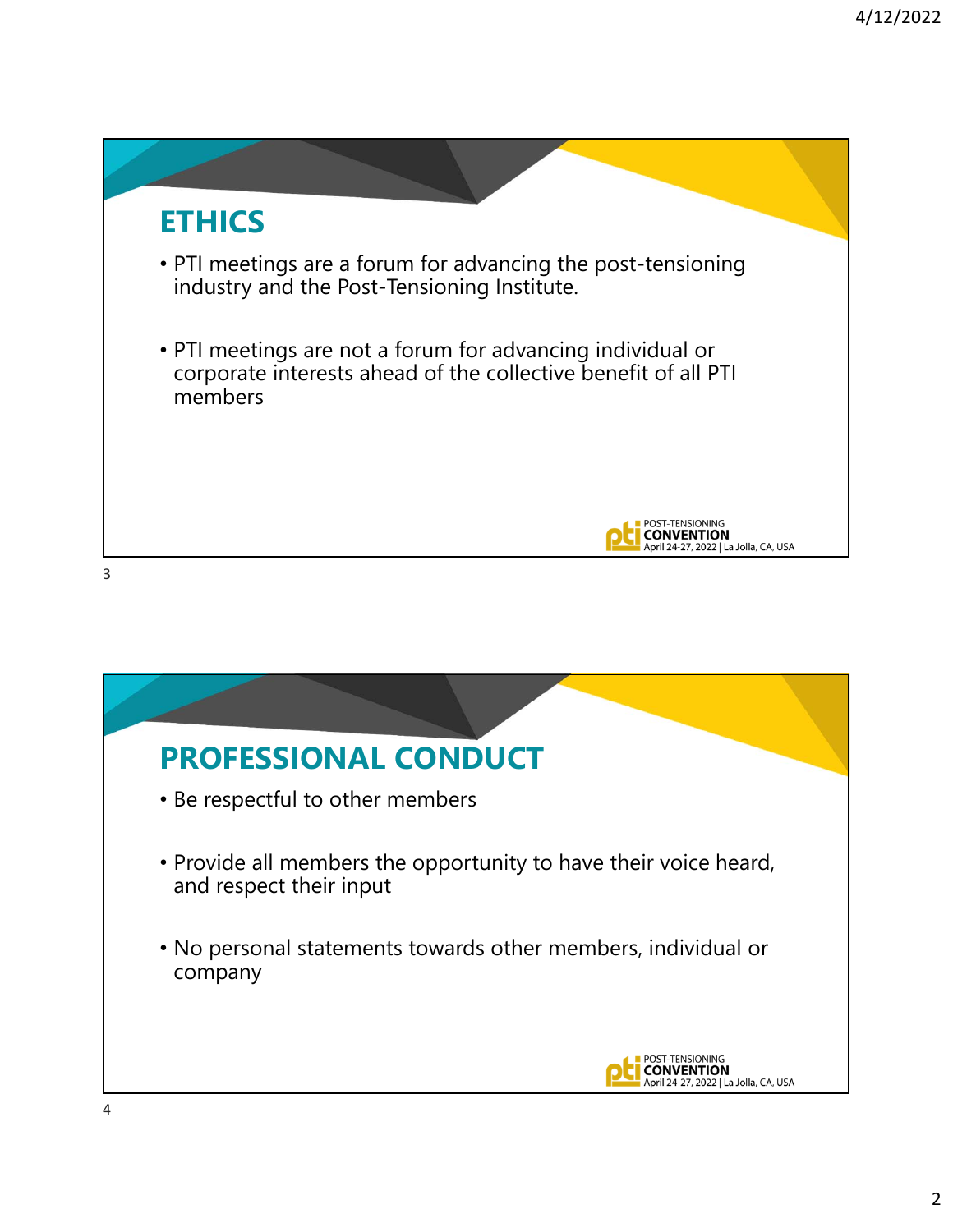## ETHICS

- PTI meetings are a forum for advancing the post-tensioning industry and the Post-Tensioning Institute.
- PTI meetings are not a forum for advancing individual or corporate interests ahead of the collective benefit of all PTI members

## PROFESSIONAL CONDUCT

- Be respectful to other members
- Provide all members the opportunity to have their voice heard, and respect their input
- No personal statements towards other members, individual or company